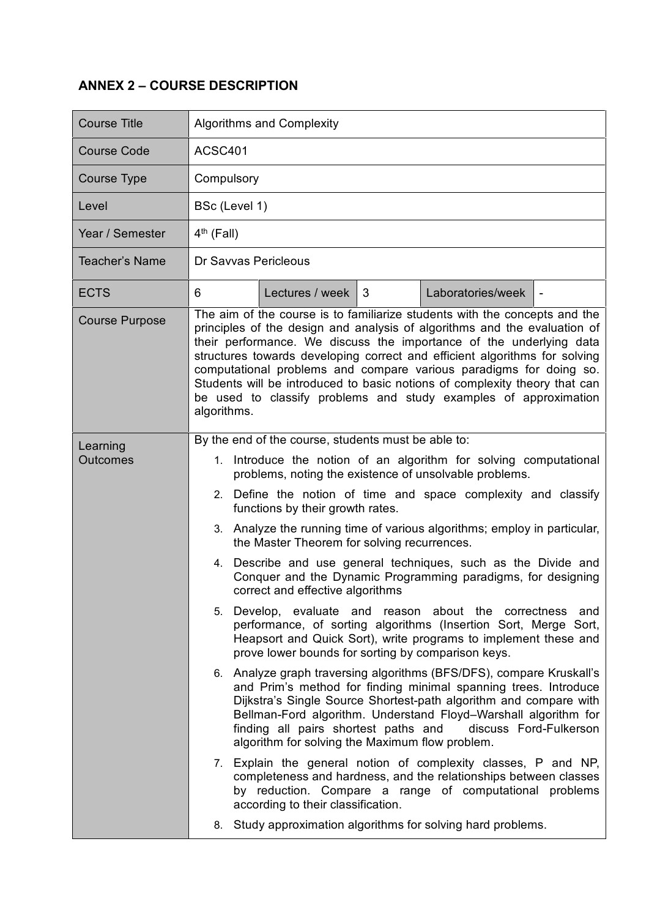## ANNEX 2 – COURSE DESCRIPTION

| Course Title | Algorithms and Complexity | | | | |
|---|---|---|---|---|---|
| Course Code | ACSC401 | | | | |
| Course Type | Compulsory | | | | |
| Level | BSc (Level 1) | | | | |
| Year / Semester | 4th (Fall) | | | | |
| Teacher's Name | Dr Savvas Pericleous | | | | |
| ECTS | 6 | Lectures / week | 3 | Laboratories/week | - |
| Course Purpose | The aim of the course is to familiarize students with the concepts and the principles of the design and analysis of algorithms and the evaluation of their performance. We discuss the importance of the underlying data structures towards developing correct and efficient algorithms for solving computational problems and compare various paradigms for doing so. Students will be introduced to basic notions of complexity theory that can be used to classify problems and study examples of approximation algorithms. | | | | |
| Learning Outcomes | By the end of the course, students must be able to:<br>1. Introduce the notion of an algorithm for solving computational problems, noting the existence of unsolvable problems.<br>2. Define the notion of time and space complexity and classify functions by their growth rates.<br>3. Analyze the running time of various algorithms; employ in particular, the Master Theorem for solving recurrences.<br>4. Describe and use general techniques, such as the Divide and Conquer and the Dynamic Programming paradigms, for designing correct and effective algorithms<br>5. Develop, evaluate and reason about the correctness and performance, of sorting algorithms (Insertion Sort, Merge Sort, Heapsort and Quick Sort), write programs to implement these and prove lower bounds for sorting by comparison keys.<br>6. Analyze graph traversing algorithms (BFS/DFS), compare Kruskall's and Prim's method for finding minimal spanning trees. Introduce Dijkstra's Single Source Shortest-path algorithm and compare with Bellman-Ford algorithm. Understand Floyd–Warshall algorithm for finding all pairs shortest paths and discuss Ford-Fulkerson algorithm for solving the Maximum flow problem.<br>7. Explain the general notion of complexity classes, P and NP, completeness and hardness, and the relationships between classes by reduction. Compare a range of computational problems according to their classification.<br>8. Study approximation algorithms for solving hard problems. | | | | |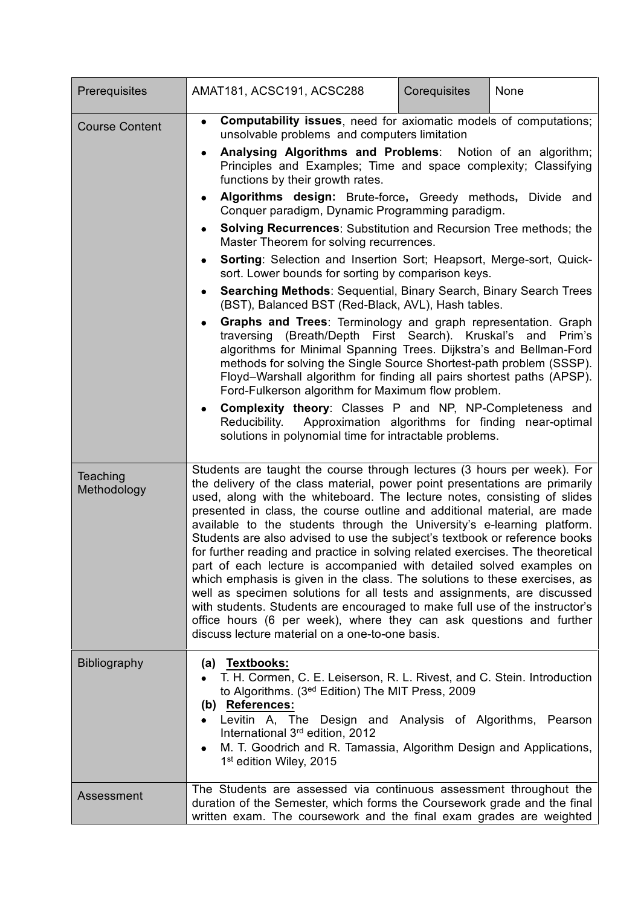| Prerequisites | AMAT181, ACSC191, ACSC288 | Corequisites | None |
|---|---|---|---|
| Course Content | • **Computability issues**, need for axiomatic models of computations; unsolvable problems and computers limitation<br>• **Analysing Algorithms and Problems**: Notion of an algorithm; Principles and Examples; Time and space complexity; Classifying functions by their growth rates.<br>• **Algorithms design:** Brute-force**,** Greedy methods**,** Divide and Conquer paradigm, Dynamic Programming paradigm.<br>• **Solving Recurrences**: Substitution and Recursion Tree methods; the Master Theorem for solving recurrences.<br>• **Sorting**: Selection and Insertion Sort; Heapsort, Merge-sort, Quick-sort. Lower bounds for sorting by comparison keys.<br>• **Searching Methods**: Sequential, Binary Search, Binary Search Trees (BST), Balanced BST (Red-Black, AVL), Hash tables.<br>• **Graphs and Trees**: Terminology and graph representation. Graph traversing (Breath/Depth First Search). Kruskal's and Prim's algorithms for Minimal Spanning Trees. Dijkstra's and Bellman-Ford methods for solving the Single Source Shortest-path problem (SSSP). Floyd–Warshall algorithm for finding all pairs shortest paths (APSP). Ford-Fulkerson algorithm for Maximum flow problem.<br>• **Complexity theory**: Classes P and NP, NP-Completeness and Reducibility. Approximation algorithms for finding near-optimal solutions in polynomial time for intractable problems. | | |
| Teaching Methodology | Students are taught the course through lectures (3 hours per week). For the delivery of the class material, power point presentations are primarily used, along with the whiteboard. The lecture notes, consisting of slides presented in class, the course outline and additional material, are made available to the students through the University's e-learning platform. Students are also advised to use the subject's textbook or reference books for further reading and practice in solving related exercises. The theoretical part of each lecture is accompanied with detailed solved examples on which emphasis is given in the class. The solutions to these exercises, as well as specimen solutions for all tests and assignments, are discussed with students. Students are encouraged to make full use of the instructor's office hours (6 per week), where they can ask questions and further discuss lecture material on a one-to-one basis. | | |
| Bibliography | **(a) Textbooks:**<br>• T. H. Cormen, C. E. Leiserson, R. L. Rivest, and C. Stein. Introduction to Algorithms. (3ed Edition) The MIT Press, 2009<br>**(b) References:**<br>• Levitin A, The Design and Analysis of Algorithms, Pearson International 3rd edition, 2012<br>• M. T. Goodrich and R. Tamassia, Algorithm Design and Applications, 1st edition Wiley, 2015 | | |
| Assessment | The Students are assessed via continuous assessment throughout the duration of the Semester, which forms the Coursework grade and the final written exam. The coursework and the final exam grades are weighted | | |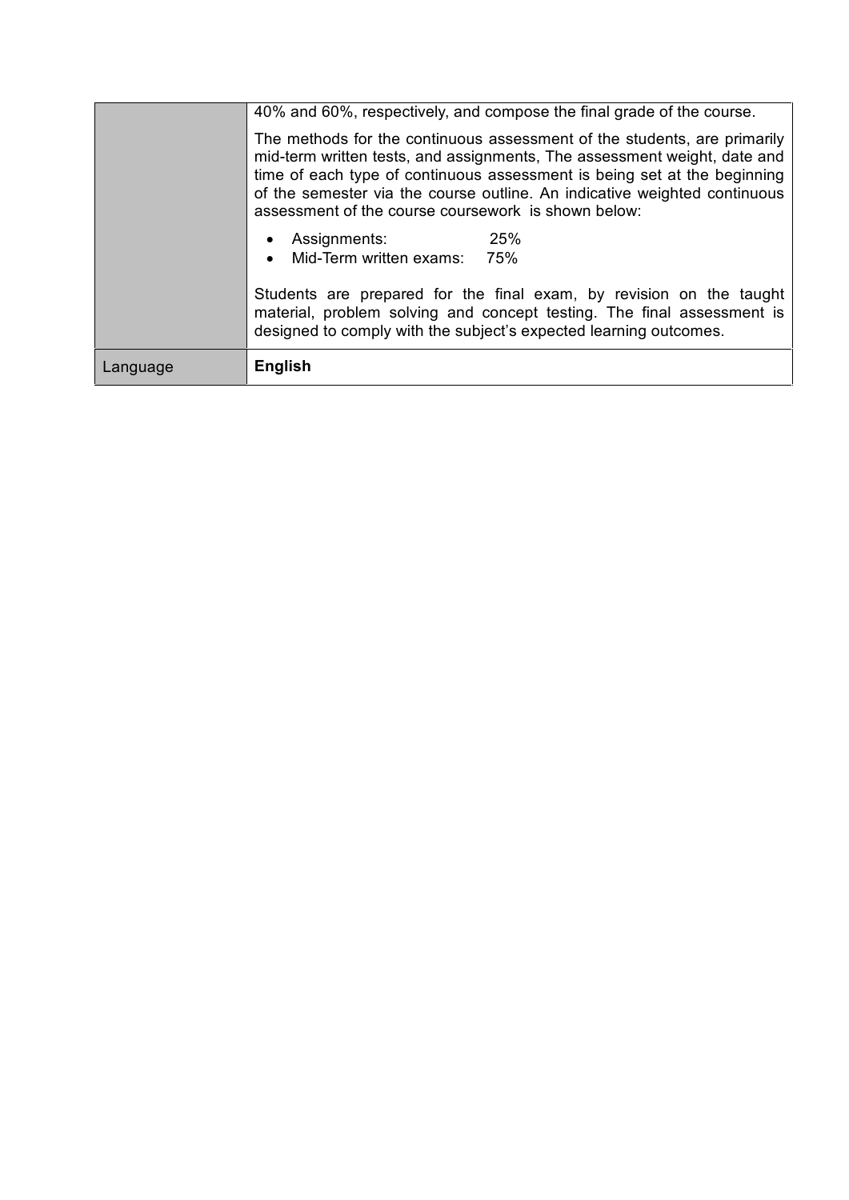| | |
|---|---|
| | 40% and 60%, respectively, and compose the final grade of the course.<br><br>The methods for the continuous assessment of the students, are primarily mid-term written tests, and assignments, The assessment weight, date and time of each type of continuous assessment is being set at the beginning of the semester via the course outline. An indicative weighted continuous assessment of the course coursework is shown below:<br><br>• Assignments: 25%<br>• Mid-Term written exams: 75%<br><br>Students are prepared for the final exam, by revision on the taught material, problem solving and concept testing. The final assessment is designed to comply with the subject's expected learning outcomes. |
| Language | **English** |